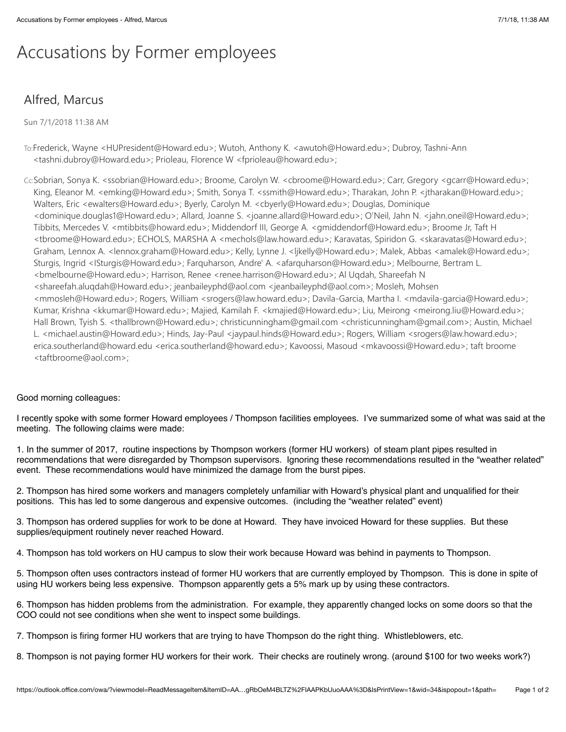# Accusations by Former employees

## Alfred, Marcus

Sun 7/1/2018 11:38 AM

To: Frederick, Wayne <HUPresident@Howard.edu>; Wutoh, Anthony K. <awutoh@Howard.edu>; Dubroy, Tashni-Ann <tashni.dubroy@Howard.edu>; Prioleau, Florence W <fprioleau@howard.edu>;

Cc: Sobrian, Sonya K. <ssobrian@Howard.edu>; Broome, Carolyn W. <cbroome@Howard.edu>; Carr, Gregory <gcarr@Howard.edu>; King, Eleanor M. <emking@Howard.edu>; Smith, Sonya T. <ssmith@Howard.edu>; Tharakan, John P. <jtharakan@Howard.edu>; Walters, Eric <ewalters@Howard.edu>; Byerly, Carolyn M. <cbyerly@Howard.edu>; Douglas, Dominique <dominique.douglas1@Howard.edu>; Allard, Joanne S. <joanne.allard@Howard.edu>; O'Neil, Jahn N. <jahn.oneil@Howard.edu>; Tibbits, Mercedes V. <mtibbits@howard.edu>; Middendorf III, George A. <gmiddendorf@Howard.edu>; Broome Jr, Taft H <tbroome@Howard.edu>; ECHOLS, MARSHA A <mechols@law.howard.edu>; Karavatas, Spiridon G. <skaravatas@Howard.edu>; Graham, Lennox A. <lennox.graham@Howard.edu>; Kelly, Lynne J. <ljkelly@Howard.edu>; Malek, Abbas <amalek@Howard.edu>; Sturgis, Ingrid <ISturgis@Howard.edu>; Farquharson, Andre' A. <afarquharson@Howard.edu>; Melbourne, Bertram L. <bmelbourne@Howard.edu>; Harrison, Renee <renee.harrison@Howard.edu>; Al Uqdah, Shareefah N <shareefah.aluqdah@Howard.edu>; jeanbaileyphd@aol.com <jeanbaileyphd@aol.com>; Mosleh, Mohsen <mmosleh@Howard.edu>; Rogers, William <srogers@law.howard.edu>; Davila-Garcia, Martha I. <mdavila-garcia@Howard.edu>; Kumar, Krishna <kkumar@Howard.edu>; Majied, Kamilah F. <kmajied@Howard.edu>; Liu, Meirong <meirong.liu@Howard.edu>; Hall Brown, Tyish S. <thallbrown@Howard.edu>; christicunningham@gmail.com <christicunningham@gmail.com>; Austin, Michael L. <michael.austin@Howard.edu>; Hinds, Jay-Paul <jaypaul.hinds@Howard.edu>; Rogers, William <srogers@law.howard.edu>; erica.southerland@howard.edu <erica.southerland@howard.edu>; Kavoossi, Masoud <mkavoossi@Howard.edu>; taft broome <taftbroome@aol.com>;

Good morning colleagues:

I recently spoke with some former Howard employees / Thompson facilities employees. I've summarized some of what was said at the meeting. The following claims were made:

1. In the summer of 2017, routine inspections by Thompson workers (former HU workers) of steam plant pipes resulted in recommendations that were disregarded by Thompson supervisors. Ignoring these recommendations resulted in the "weather related" event. These recommendations would have minimized the damage from the burst pipes.

2. Thompson has hired some workers and managers completely unfamiliar with Howard's physical plant and unqualified for their positions. This has led to some dangerous and expensive outcomes. (including the "weather related" event)

3. Thompson has ordered supplies for work to be done at Howard. They have invoiced Howard for these supplies. But these supplies/equipment routinely never reached Howard.

4. Thompson has told workers on HU campus to slow their work because Howard was behind in payments to Thompson.

5. Thompson often uses contractors instead of former HU workers that are currently employed by Thompson. This is done in spite of using HU workers being less expensive. Thompson apparently gets a 5% mark up by using these contractors.

6. Thompson has hidden problems from the administration. For example, they apparently changed locks on some doors so that the COO could not see conditions when she went to inspect some buildings.

7. Thompson is firing former HU workers that are trying to have Thompson do the right thing. Whistleblowers, etc.

8. Thompson is not paying former HU workers for their work. Their checks are routinely wrong. (around $100 for two weeks work?)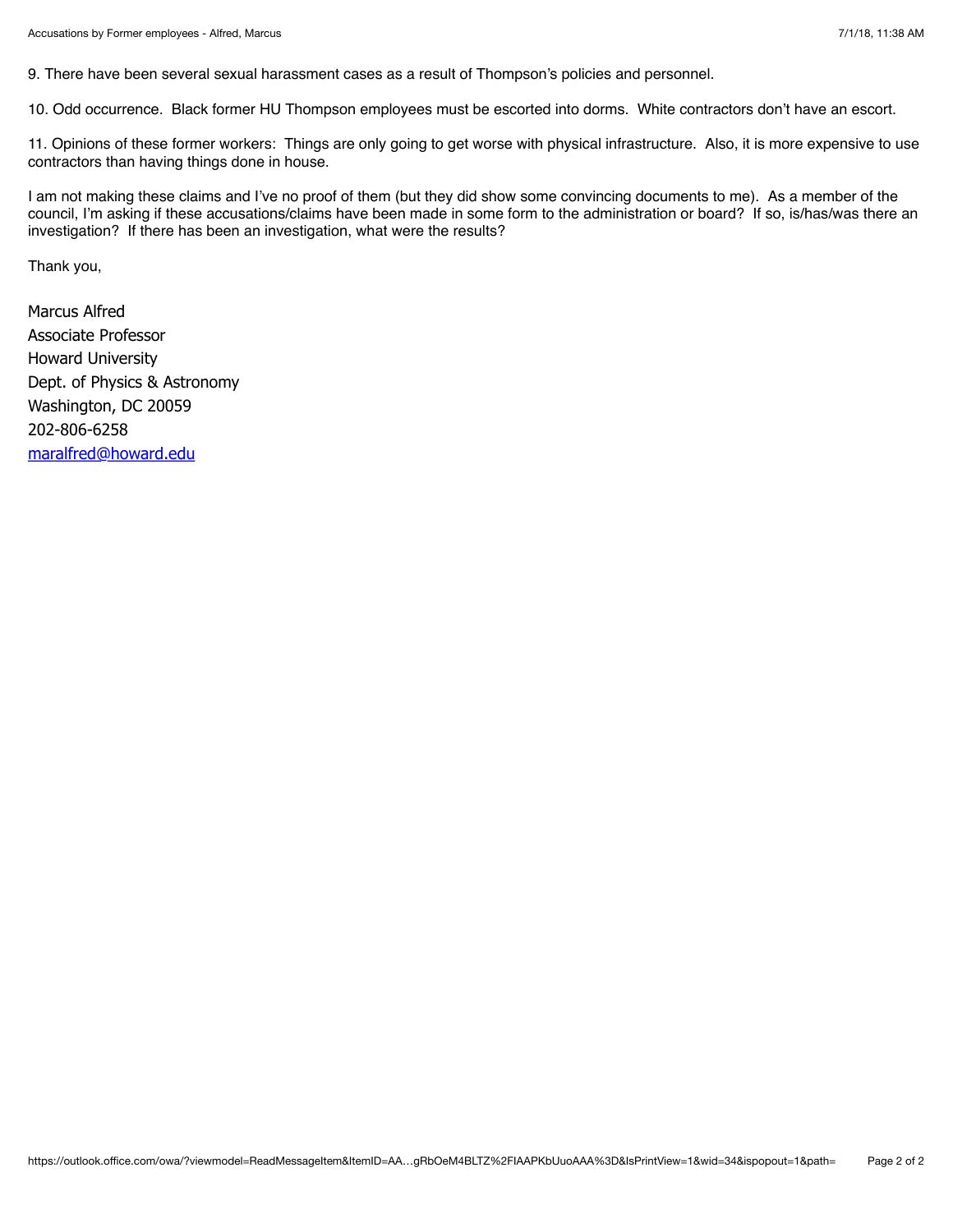9. There have been several sexual harassment cases as a result of Thompson's policies and personnel.

10. Odd occurrence. Black former HU Thompson employees must be escorted into dorms. White contractors don't have an escort.

11. Opinions of these former workers: Things are only going to get worse with physical infrastructure. Also, it is more expensive to use contractors than having things done in house.

I am not making these claims and I've no proof of them (but they did show some convincing documents to me). As a member of the council, I'm asking if these accusations/claims have been made in some form to the administration or board? If so, is/has/was there an investigation? If there has been an investigation, what were the results?

Thank you,

Marcus Alfred
Associate Professor
Howard University
Dept. of Physics & Astronomy
Washington, DC 20059
202-806-6258
maralfred@howard.edu